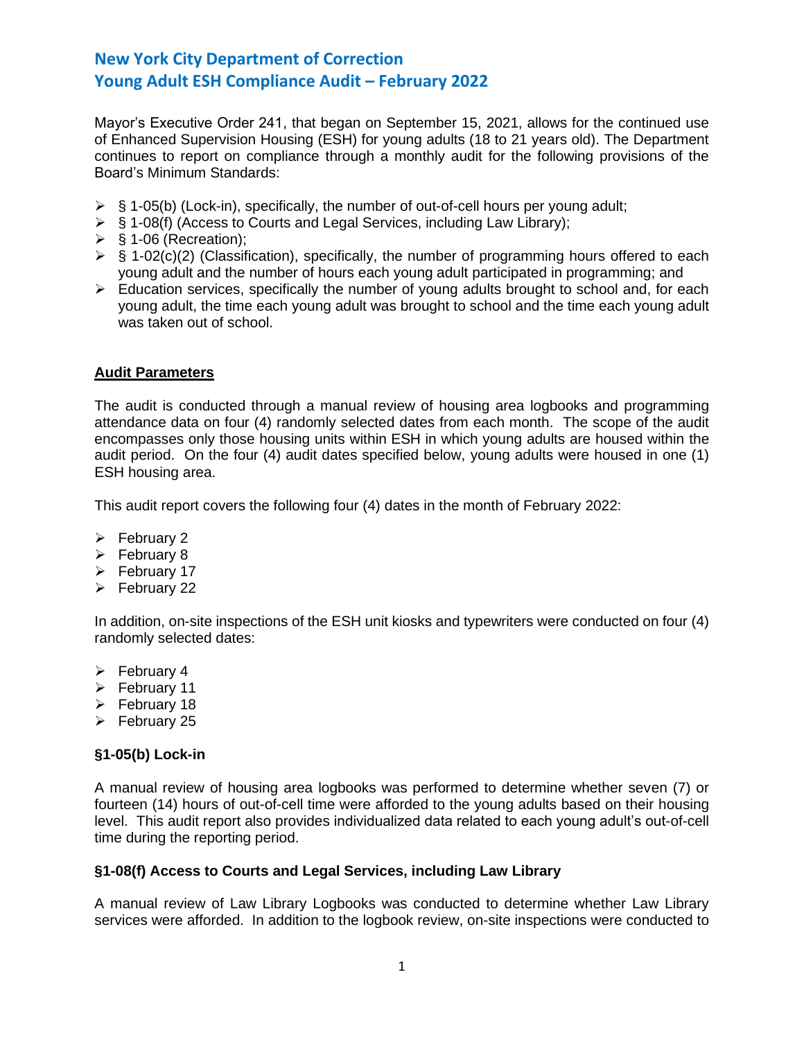# New York City Department of Correction
# Young Adult ESH Compliance Audit – February 2022

Mayor's Executive Order 241, that began on September 15, 2021, allows for the continued use of Enhanced Supervision Housing (ESH) for young adults (18 to 21 years old). The Department continues to report on compliance through a monthly audit for the following provisions of the Board's Minimum Standards:

- § 1-05(b) (Lock-in), specifically, the number of out-of-cell hours per young adult;
- § 1-08(f) (Access to Courts and Legal Services, including Law Library);
- § 1-06 (Recreation);
- § 1-02(c)(2) (Classification), specifically, the number of programming hours offered to each young adult and the number of hours each young adult participated in programming; and
- Education services, specifically the number of young adults brought to school and, for each young adult, the time each young adult was brought to school and the time each young adult was taken out of school.

## Audit Parameters

The audit is conducted through a manual review of housing area logbooks and programming attendance data on four (4) randomly selected dates from each month. The scope of the audit encompasses only those housing units within ESH in which young adults are housed within the audit period. On the four (4) audit dates specified below, young adults were housed in one (1) ESH housing area.

This audit report covers the following four (4) dates in the month of February 2022:

- February 2
- February 8
- February 17
- February 22

In addition, on-site inspections of the ESH unit kiosks and typewriters were conducted on four (4) randomly selected dates:

- February 4
- February 11
- February 18
- February 25

### §1-05(b) Lock-in

A manual review of housing area logbooks was performed to determine whether seven (7) or fourteen (14) hours of out-of-cell time were afforded to the young adults based on their housing level. This audit report also provides individualized data related to each young adult's out-of-cell time during the reporting period.

### §1-08(f) Access to Courts and Legal Services, including Law Library

A manual review of Law Library Logbooks was conducted to determine whether Law Library services were afforded. In addition to the logbook review, on-site inspections were conducted to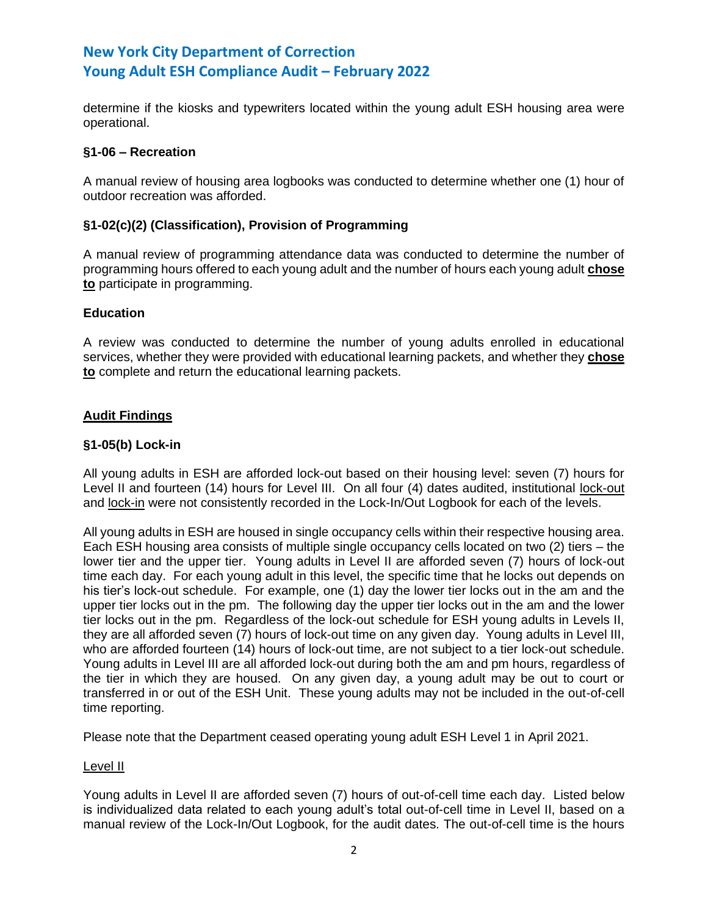determine if the kiosks and typewriters located within the young adult ESH housing area were operational.

**§1-06 – Recreation**

A manual review of housing area logbooks was conducted to determine whether one (1) hour of outdoor recreation was afforded.

**§1-02(c)(2) (Classification), Provision of Programming**

A manual review of programming attendance data was conducted to determine the number of programming hours offered to each young adult and the number of hours each young adult **chose to** participate in programming.

**Education**

A review was conducted to determine the number of young adults enrolled in educational services, whether they were provided with educational learning packets, and whether they **chose to** complete and return the educational learning packets.

## Audit Findings

**§1-05(b) Lock-in**

All young adults in ESH are afforded lock-out based on their housing level: seven (7) hours for Level II and fourteen (14) hours for Level III. On all four (4) dates audited, institutional lock-out and lock-in were not consistently recorded in the Lock-In/Out Logbook for each of the levels.

All young adults in ESH are housed in single occupancy cells within their respective housing area. Each ESH housing area consists of multiple single occupancy cells located on two (2) tiers – the lower tier and the upper tier. Young adults in Level II are afforded seven (7) hours of lock-out time each day. For each young adult in this level, the specific time that he locks out depends on his tier's lock-out schedule. For example, one (1) day the lower tier locks out in the am and the upper tier locks out in the pm. The following day the upper tier locks out in the am and the lower tier locks out in the pm. Regardless of the lock-out schedule for ESH young adults in Levels II, they are all afforded seven (7) hours of lock-out time on any given day. Young adults in Level III, who are afforded fourteen (14) hours of lock-out time, are not subject to a tier lock-out schedule. Young adults in Level III are all afforded lock-out during both the am and pm hours, regardless of the tier in which they are housed. On any given day, a young adult may be out to court or transferred in or out of the ESH Unit. These young adults may not be included in the out-of-cell time reporting.

Please note that the Department ceased operating young adult ESH Level 1 in April 2021.

Level II

Young adults in Level II are afforded seven (7) hours of out-of-cell time each day. Listed below is individualized data related to each young adult's total out-of-cell time in Level II, based on a manual review of the Lock-In/Out Logbook, for the audit dates. The out-of-cell time is the hours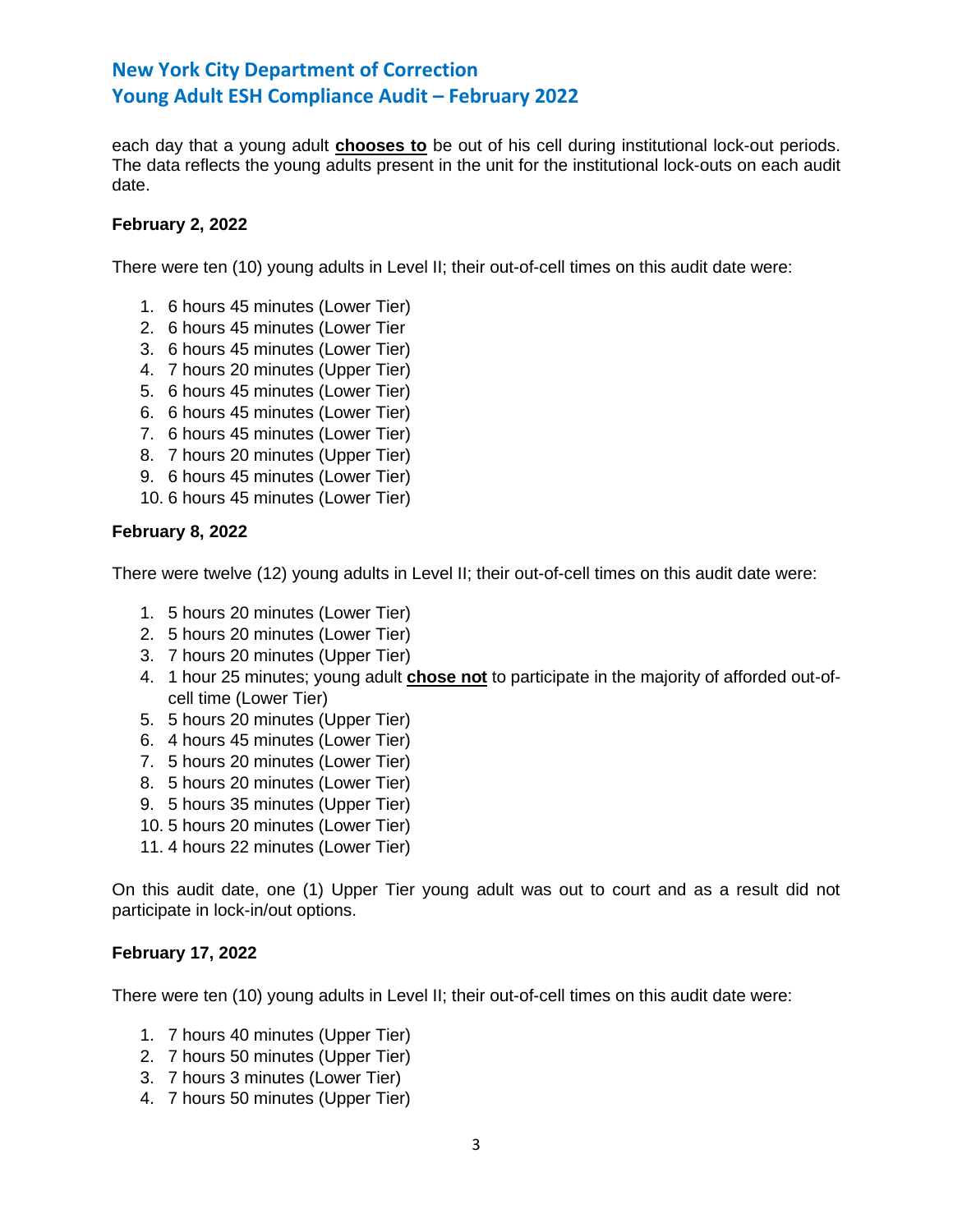each day that a young adult **chooses to** be out of his cell during institutional lock-out periods. The data reflects the young adults present in the unit for the institutional lock-outs on each audit date.

**February 2, 2022**

There were ten (10) young adults in Level II; their out-of-cell times on this audit date were:

1. 6 hours 45 minutes (Lower Tier)
2. 6 hours 45 minutes (Lower Tier
3. 6 hours 45 minutes (Lower Tier)
4. 7 hours 20 minutes (Upper Tier)
5. 6 hours 45 minutes (Lower Tier)
6. 6 hours 45 minutes (Lower Tier)
7. 6 hours 45 minutes (Lower Tier)
8. 7 hours 20 minutes (Upper Tier)
9. 6 hours 45 minutes (Lower Tier)
10. 6 hours 45 minutes (Lower Tier)

**February 8, 2022**

There were twelve (12) young adults in Level II; their out-of-cell times on this audit date were:

1. 5 hours 20 minutes (Lower Tier)
2. 5 hours 20 minutes (Lower Tier)
3. 7 hours 20 minutes (Upper Tier)
4. 1 hour 25 minutes; young adult **chose not** to participate in the majority of afforded out-of-cell time (Lower Tier)
5. 5 hours 20 minutes (Upper Tier)
6. 4 hours 45 minutes (Lower Tier)
7. 5 hours 20 minutes (Lower Tier)
8. 5 hours 20 minutes (Lower Tier)
9. 5 hours 35 minutes (Upper Tier)
10. 5 hours 20 minutes (Lower Tier)
11. 4 hours 22 minutes (Lower Tier)

On this audit date, one (1) Upper Tier young adult was out to court and as a result did not participate in lock-in/out options.

**February 17, 2022**

There were ten (10) young adults in Level II; their out-of-cell times on this audit date were:

1. 7 hours 40 minutes (Upper Tier)
2. 7 hours 50 minutes (Upper Tier)
3. 7 hours 3 minutes (Lower Tier)
4. 7 hours 50 minutes (Upper Tier)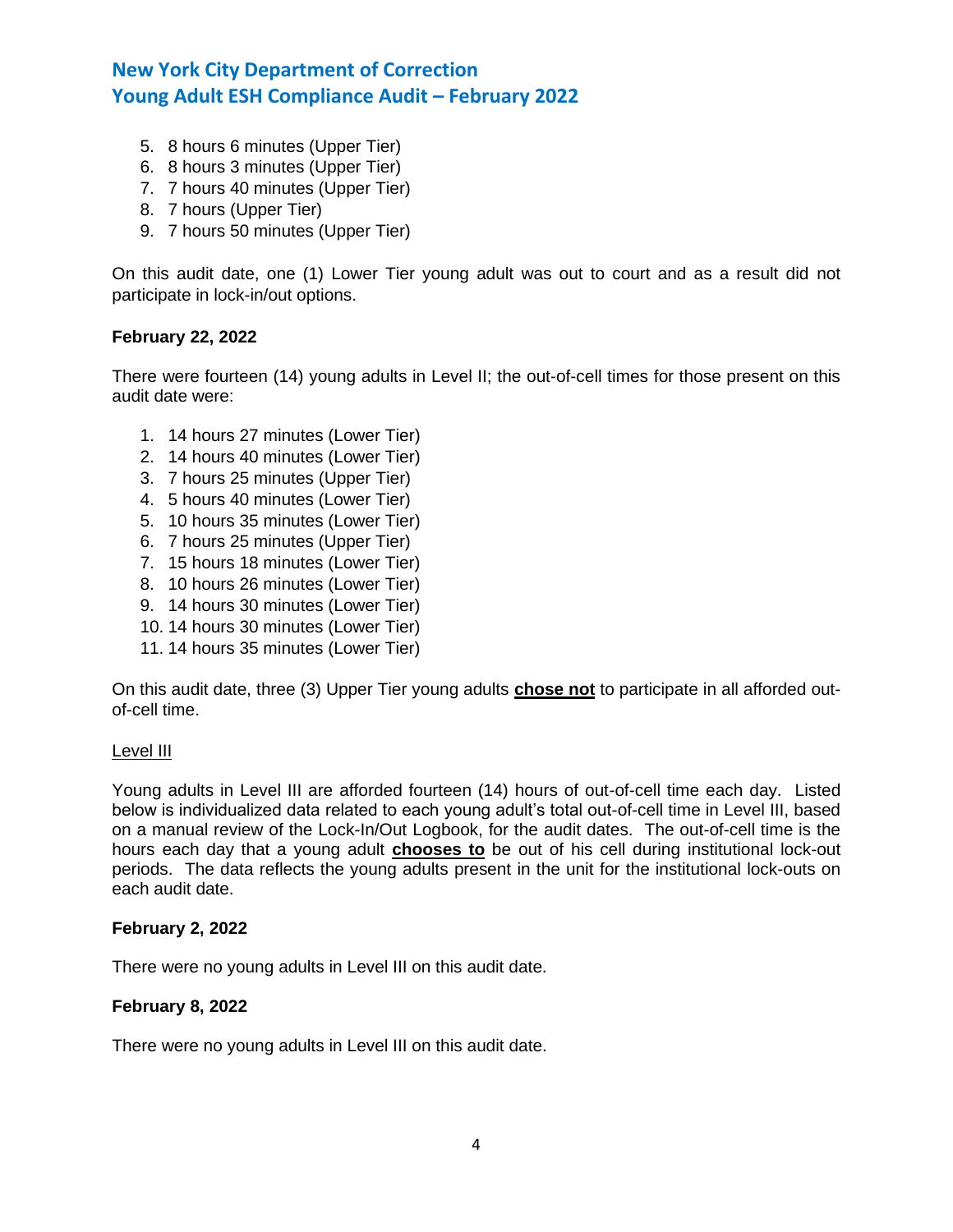5. 8 hours 6 minutes (Upper Tier)
6. 8 hours 3 minutes (Upper Tier)
7. 7 hours 40 minutes (Upper Tier)
8. 7 hours (Upper Tier)
9. 7 hours 50 minutes (Upper Tier)

On this audit date, one (1) Lower Tier young adult was out to court and as a result did not participate in lock-in/out options.

**February 22, 2022**

There were fourteen (14) young adults in Level II; the out-of-cell times for those present on this audit date were:

1. 14 hours 27 minutes (Lower Tier)
2. 14 hours 40 minutes (Lower Tier)
3. 7 hours 25 minutes (Upper Tier)
4. 5 hours 40 minutes (Lower Tier)
5. 10 hours 35 minutes (Lower Tier)
6. 7 hours 25 minutes (Upper Tier)
7. 15 hours 18 minutes (Lower Tier)
8. 10 hours 26 minutes (Lower Tier)
9. 14 hours 30 minutes (Lower Tier)
10. 14 hours 30 minutes (Lower Tier)
11. 14 hours 35 minutes (Lower Tier)

On this audit date, three (3) Upper Tier young adults **chose not** to participate in all afforded out-of-cell time.

Level III

Young adults in Level III are afforded fourteen (14) hours of out-of-cell time each day. Listed below is individualized data related to each young adult's total out-of-cell time in Level III, based on a manual review of the Lock-In/Out Logbook, for the audit dates. The out-of-cell time is the hours each day that a young adult **chooses to** be out of his cell during institutional lock-out periods. The data reflects the young adults present in the unit for the institutional lock-outs on each audit date.

**February 2, 2022**

There were no young adults in Level III on this audit date.

**February 8, 2022**

There were no young adults in Level III on this audit date.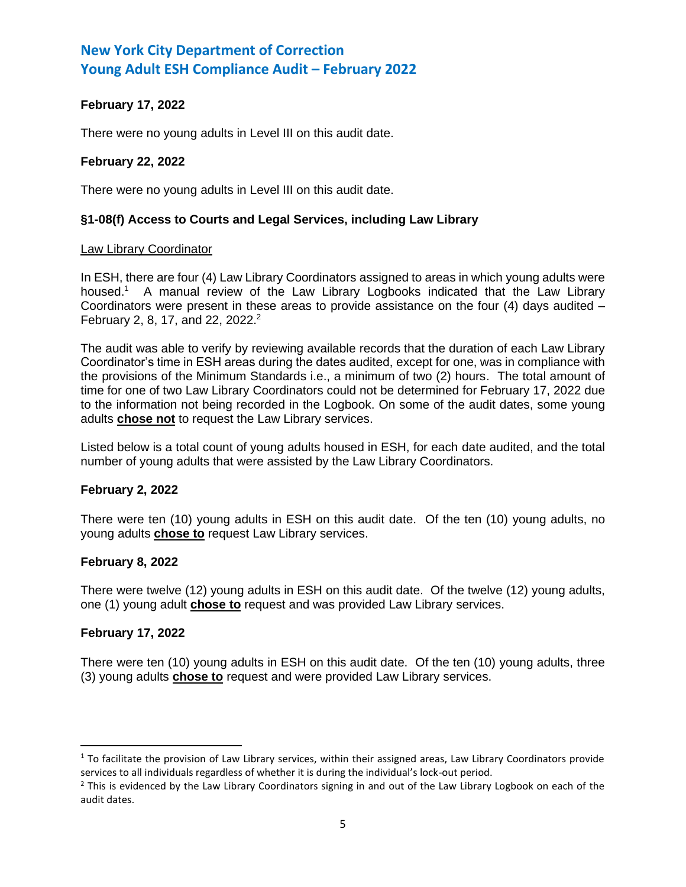**February 17, 2022**

There were no young adults in Level III on this audit date.

**February 22, 2022**

There were no young adults in Level III on this audit date.

**§1-08(f) Access to Courts and Legal Services, including Law Library**

Law Library Coordinator

In ESH, there are four (4) Law Library Coordinators assigned to areas in which young adults were housed.[1] A manual review of the Law Library Logbooks indicated that the Law Library Coordinators were present in these areas to provide assistance on the four (4) days audited – February 2, 8, 17, and 22, 2022.[2]

The audit was able to verify by reviewing available records that the duration of each Law Library Coordinator's time in ESH areas during the dates audited, except for one, was in compliance with the provisions of the Minimum Standards i.e., a minimum of two (2) hours. The total amount of time for one of two Law Library Coordinators could not be determined for February 17, 2022 due to the information not being recorded in the Logbook. On some of the audit dates, some young adults **chose not** to request the Law Library services.

Listed below is a total count of young adults housed in ESH, for each date audited, and the total number of young adults that were assisted by the Law Library Coordinators.

**February 2, 2022**

There were ten (10) young adults in ESH on this audit date. Of the ten (10) young adults, no young adults **chose to** request Law Library services.

**February 8, 2022**

There were twelve (12) young adults in ESH on this audit date. Of the twelve (12) young adults, one (1) young adult **chose to** request and was provided Law Library services.

**February 17, 2022**

There were ten (10) young adults in ESH on this audit date. Of the ten (10) young adults, three (3) young adults **chose to** request and were provided Law Library services.

---

[1] To facilitate the provision of Law Library services, within their assigned areas, Law Library Coordinators provide services to all individuals regardless of whether it is during the individual's lock-out period.

[2] This is evidenced by the Law Library Coordinators signing in and out of the Law Library Logbook on each of the audit dates.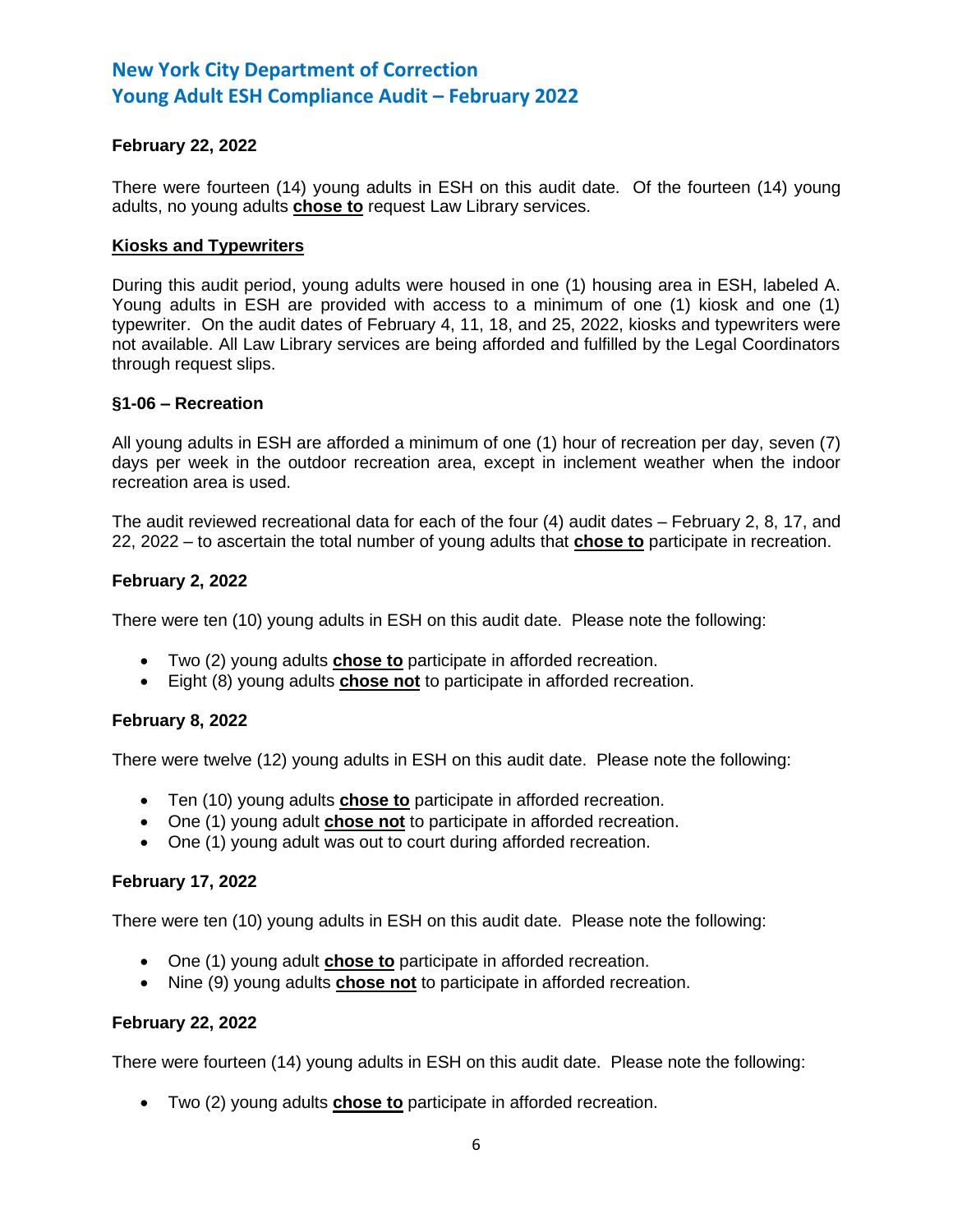**February 22, 2022**

There were fourteen (14) young adults in ESH on this audit date. Of the fourteen (14) young adults, no young adults **chose to** request Law Library services.

**Kiosks and Typewriters**

During this audit period, young adults were housed in one (1) housing area in ESH, labeled A. Young adults in ESH are provided with access to a minimum of one (1) kiosk and one (1) typewriter. On the audit dates of February 4, 11, 18, and 25, 2022, kiosks and typewriters were not available. All Law Library services are being afforded and fulfilled by the Legal Coordinators through request slips.

**§1-06 – Recreation**

All young adults in ESH are afforded a minimum of one (1) hour of recreation per day, seven (7) days per week in the outdoor recreation area, except in inclement weather when the indoor recreation area is used.

The audit reviewed recreational data for each of the four (4) audit dates – February 2, 8, 17, and 22, 2022 – to ascertain the total number of young adults that **chose to** participate in recreation.

**February 2, 2022**

There were ten (10) young adults in ESH on this audit date. Please note the following:

- Two (2) young adults **chose to** participate in afforded recreation.
- Eight (8) young adults **chose not** to participate in afforded recreation.

**February 8, 2022**

There were twelve (12) young adults in ESH on this audit date. Please note the following:

- Ten (10) young adults **chose to** participate in afforded recreation.
- One (1) young adult **chose not** to participate in afforded recreation.
- One (1) young adult was out to court during afforded recreation.

**February 17, 2022**

There were ten (10) young adults in ESH on this audit date. Please note the following:

- One (1) young adult **chose to** participate in afforded recreation.
- Nine (9) young adults **chose not** to participate in afforded recreation.

**February 22, 2022**

There were fourteen (14) young adults in ESH on this audit date. Please note the following:

- Two (2) young adults **chose to** participate in afforded recreation.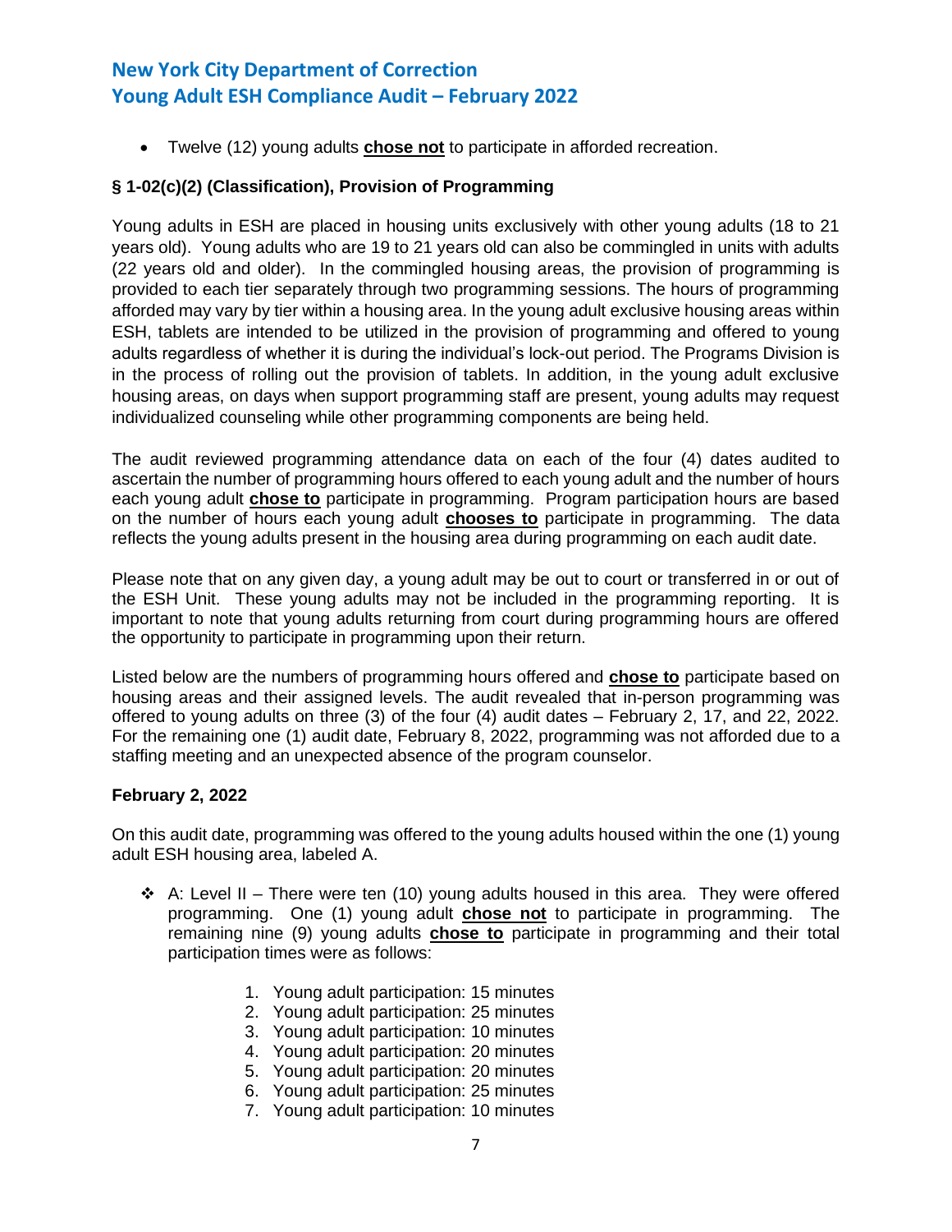- Twelve (12) young adults **chose not** to participate in afforded recreation.

### § 1-02(c)(2) (Classification), Provision of Programming

Young adults in ESH are placed in housing units exclusively with other young adults (18 to 21 years old). Young adults who are 19 to 21 years old can also be commingled in units with adults (22 years old and older). In the commingled housing areas, the provision of programming is provided to each tier separately through two programming sessions. The hours of programming afforded may vary by tier within a housing area. In the young adult exclusive housing areas within ESH, tablets are intended to be utilized in the provision of programming and offered to young adults regardless of whether it is during the individual's lock-out period. The Programs Division is in the process of rolling out the provision of tablets. In addition, in the young adult exclusive housing areas, on days when support programming staff are present, young adults may request individualized counseling while other programming components are being held.

The audit reviewed programming attendance data on each of the four (4) dates audited to ascertain the number of programming hours offered to each young adult and the number of hours each young adult **chose to** participate in programming. Program participation hours are based on the number of hours each young adult **chooses to** participate in programming. The data reflects the young adults present in the housing area during programming on each audit date.

Please note that on any given day, a young adult may be out to court or transferred in or out of the ESH Unit. These young adults may not be included in the programming reporting. It is important to note that young adults returning from court during programming hours are offered the opportunity to participate in programming upon their return.

Listed below are the numbers of programming hours offered and **chose to** participate based on housing areas and their assigned levels. The audit revealed that in-person programming was offered to young adults on three (3) of the four (4) audit dates – February 2, 17, and 22, 2022. For the remaining one (1) audit date, February 8, 2022, programming was not afforded due to a staffing meeting and an unexpected absence of the program counselor.

### February 2, 2022

On this audit date, programming was offered to the young adults housed within the one (1) young adult ESH housing area, labeled A.

- A: Level II – There were ten (10) young adults housed in this area. They were offered programming. One (1) young adult **chose not** to participate in programming. The remaining nine (9) young adults **chose to** participate in programming and their total participation times were as follows:

    1. Young adult participation: 15 minutes
    2. Young adult participation: 25 minutes
    3. Young adult participation: 10 minutes
    4. Young adult participation: 20 minutes
    5. Young adult participation: 20 minutes
    6. Young adult participation: 25 minutes
    7. Young adult participation: 10 minutes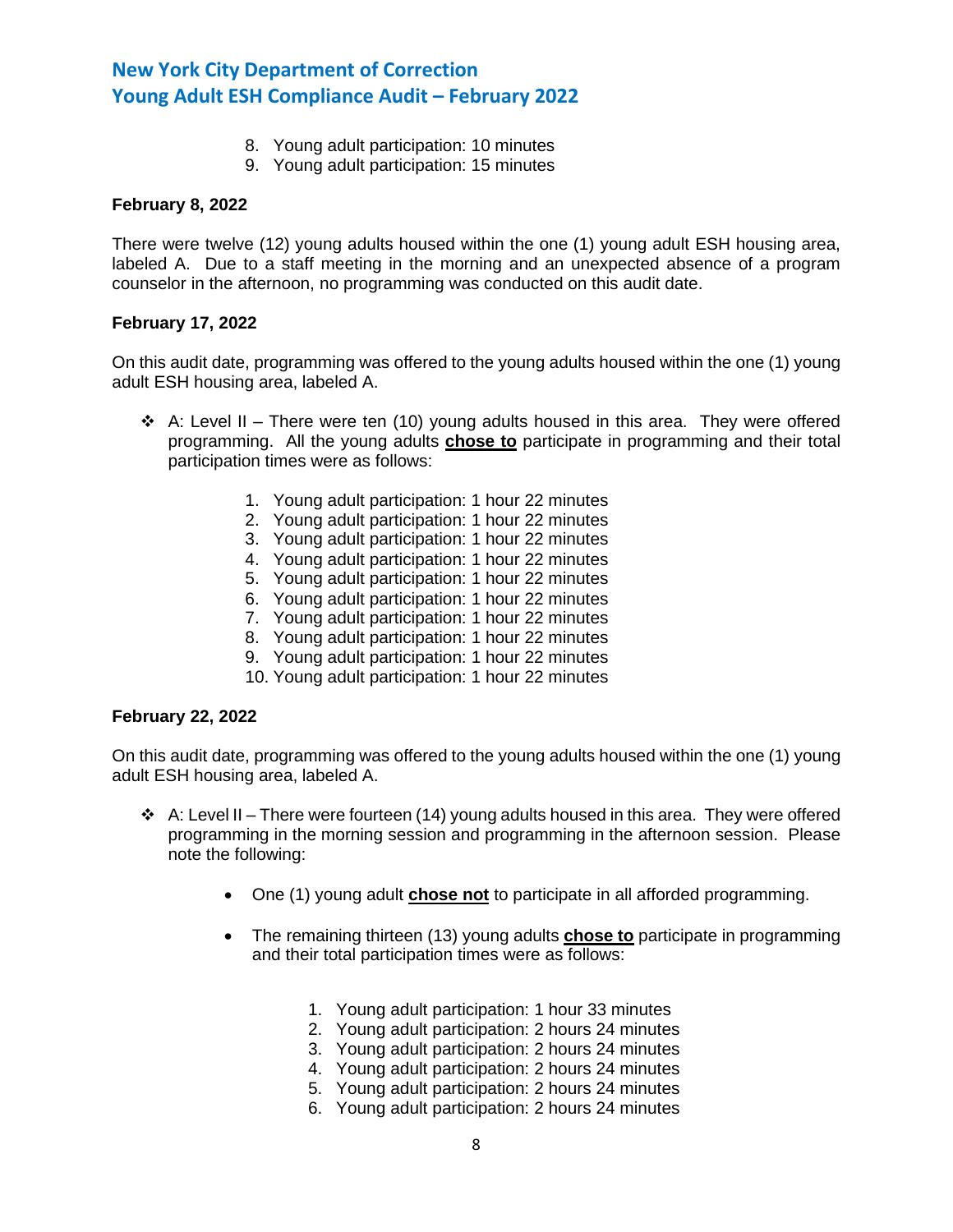8. Young adult participation: 10 minutes
9. Young adult participation: 15 minutes

**February 8, 2022**

There were twelve (12) young adults housed within the one (1) young adult ESH housing area, labeled A. Due to a staff meeting in the morning and an unexpected absence of a program counselor in the afternoon, no programming was conducted on this audit date.

**February 17, 2022**

On this audit date, programming was offered to the young adults housed within the one (1) young adult ESH housing area, labeled A.

- A: Level II – There were ten (10) young adults housed in this area. They were offered programming. All the young adults **chose to** participate in programming and their total participation times were as follows:

    1. Young adult participation: 1 hour 22 minutes
    2. Young adult participation: 1 hour 22 minutes
    3. Young adult participation: 1 hour 22 minutes
    4. Young adult participation: 1 hour 22 minutes
    5. Young adult participation: 1 hour 22 minutes
    6. Young adult participation: 1 hour 22 minutes
    7. Young adult participation: 1 hour 22 minutes
    8. Young adult participation: 1 hour 22 minutes
    9. Young adult participation: 1 hour 22 minutes
    10. Young adult participation: 1 hour 22 minutes

**February 22, 2022**

On this audit date, programming was offered to the young adults housed within the one (1) young adult ESH housing area, labeled A.

- A: Level II – There were fourteen (14) young adults housed in this area. They were offered programming in the morning session and programming in the afternoon session. Please note the following:

    - One (1) young adult **chose not** to participate in all afforded programming.

    - The remaining thirteen (13) young adults **chose to** participate in programming and their total participation times were as follows:

        1. Young adult participation: 1 hour 33 minutes
        2. Young adult participation: 2 hours 24 minutes
        3. Young adult participation: 2 hours 24 minutes
        4. Young adult participation: 2 hours 24 minutes
        5. Young adult participation: 2 hours 24 minutes
        6. Young adult participation: 2 hours 24 minutes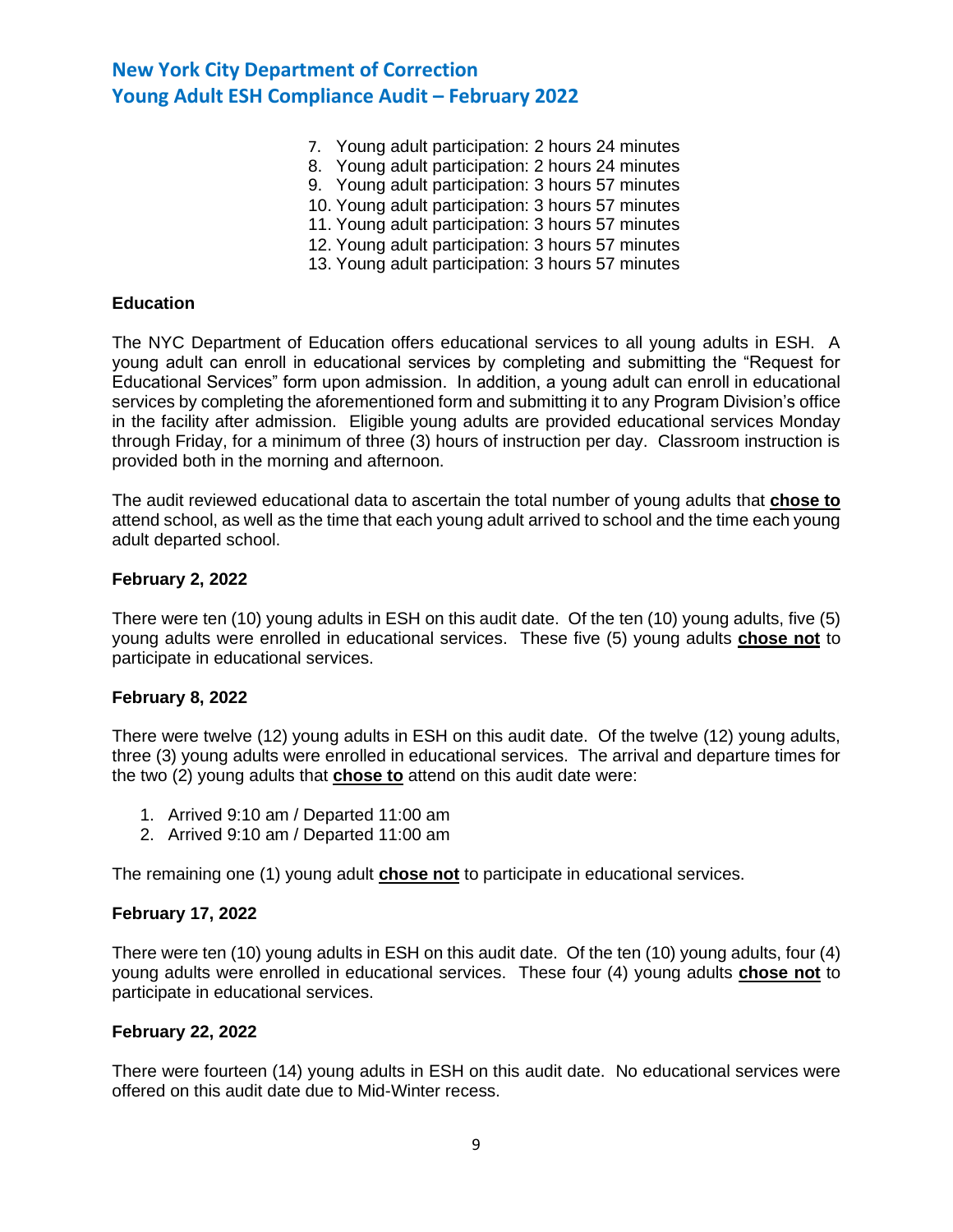7. Young adult participation: 2 hours 24 minutes
8. Young adult participation: 2 hours 24 minutes
9. Young adult participation: 3 hours 57 minutes
10. Young adult participation: 3 hours 57 minutes
11. Young adult participation: 3 hours 57 minutes
12. Young adult participation: 3 hours 57 minutes
13. Young adult participation: 3 hours 57 minutes

**Education**

The NYC Department of Education offers educational services to all young adults in ESH. A young adult can enroll in educational services by completing and submitting the "Request for Educational Services" form upon admission. In addition, a young adult can enroll in educational services by completing the aforementioned form and submitting it to any Program Division's office in the facility after admission. Eligible young adults are provided educational services Monday through Friday, for a minimum of three (3) hours of instruction per day. Classroom instruction is provided both in the morning and afternoon.

The audit reviewed educational data to ascertain the total number of young adults that **chose to** attend school, as well as the time that each young adult arrived to school and the time each young adult departed school.

**February 2, 2022**

There were ten (10) young adults in ESH on this audit date. Of the ten (10) young adults, five (5) young adults were enrolled in educational services. These five (5) young adults **chose not** to participate in educational services.

**February 8, 2022**

There were twelve (12) young adults in ESH on this audit date. Of the twelve (12) young adults, three (3) young adults were enrolled in educational services. The arrival and departure times for the two (2) young adults that **chose to** attend on this audit date were:

1. Arrived 9:10 am / Departed 11:00 am
2. Arrived 9:10 am / Departed 11:00 am

The remaining one (1) young adult **chose not** to participate in educational services.

**February 17, 2022**

There were ten (10) young adults in ESH on this audit date. Of the ten (10) young adults, four (4) young adults were enrolled in educational services. These four (4) young adults **chose not** to participate in educational services.

**February 22, 2022**

There were fourteen (14) young adults in ESH on this audit date. No educational services were offered on this audit date due to Mid-Winter recess.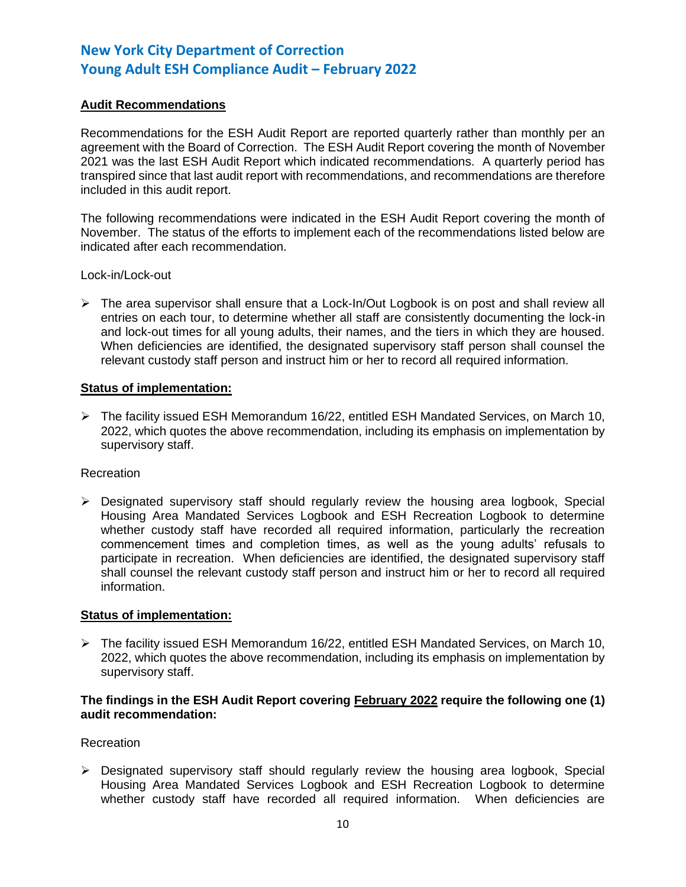**Audit Recommendations**

Recommendations for the ESH Audit Report are reported quarterly rather than monthly per an agreement with the Board of Correction. The ESH Audit Report covering the month of November 2021 was the last ESH Audit Report which indicated recommendations. A quarterly period has transpired since that last audit report with recommendations, and recommendations are therefore included in this audit report.

The following recommendations were indicated in the ESH Audit Report covering the month of November. The status of the efforts to implement each of the recommendations listed below are indicated after each recommendation.

Lock-in/Lock-out

- The area supervisor shall ensure that a Lock-In/Out Logbook is on post and shall review all entries on each tour, to determine whether all staff are consistently documenting the lock-in and lock-out times for all young adults, their names, and the tiers in which they are housed. When deficiencies are identified, the designated supervisory staff person shall counsel the relevant custody staff person and instruct him or her to record all required information.

**Status of implementation:**

- The facility issued ESH Memorandum 16/22, entitled ESH Mandated Services, on March 10, 2022, which quotes the above recommendation, including its emphasis on implementation by supervisory staff.

Recreation

- Designated supervisory staff should regularly review the housing area logbook, Special Housing Area Mandated Services Logbook and ESH Recreation Logbook to determine whether custody staff have recorded all required information, particularly the recreation commencement times and completion times, as well as the young adults' refusals to participate in recreation. When deficiencies are identified, the designated supervisory staff shall counsel the relevant custody staff person and instruct him or her to record all required information.

**Status of implementation:**

- The facility issued ESH Memorandum 16/22, entitled ESH Mandated Services, on March 10, 2022, which quotes the above recommendation, including its emphasis on implementation by supervisory staff.

**The findings in the ESH Audit Report covering February 2022 require the following one (1) audit recommendation:**

Recreation

- Designated supervisory staff should regularly review the housing area logbook, Special Housing Area Mandated Services Logbook and ESH Recreation Logbook to determine whether custody staff have recorded all required information. When deficiencies are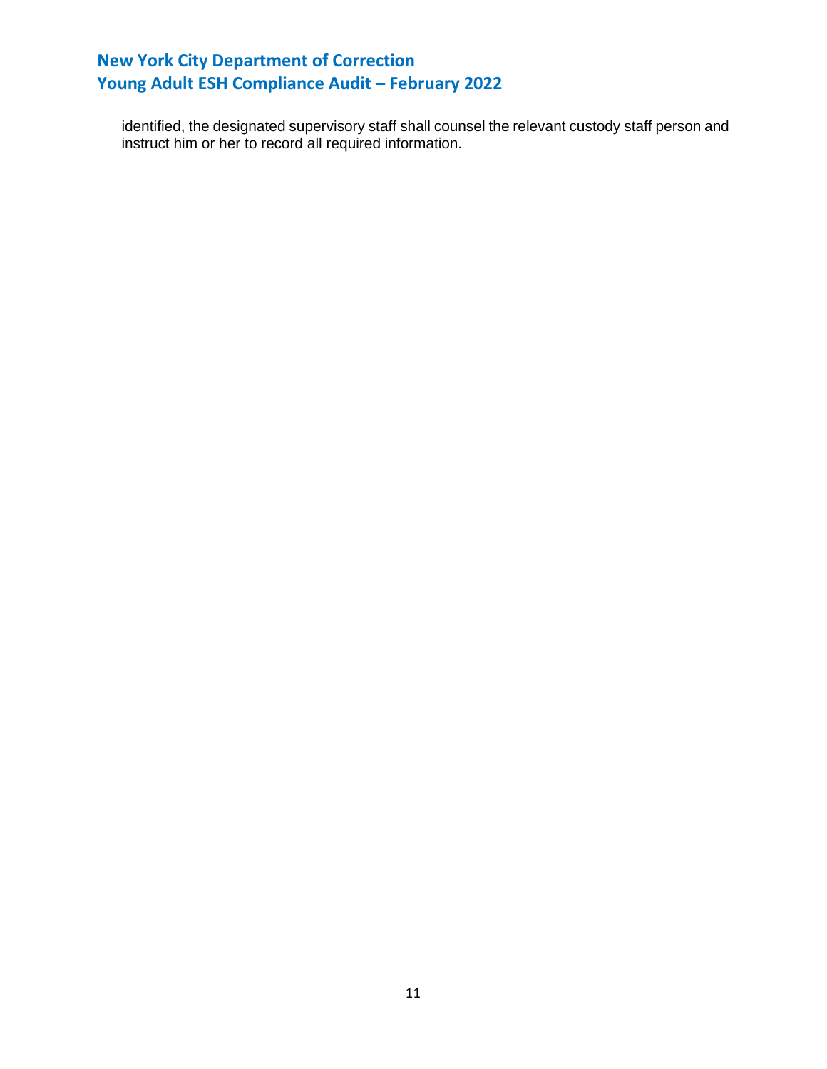identified, the designated supervisory staff shall counsel the relevant custody staff person and instruct him or her to record all required information.